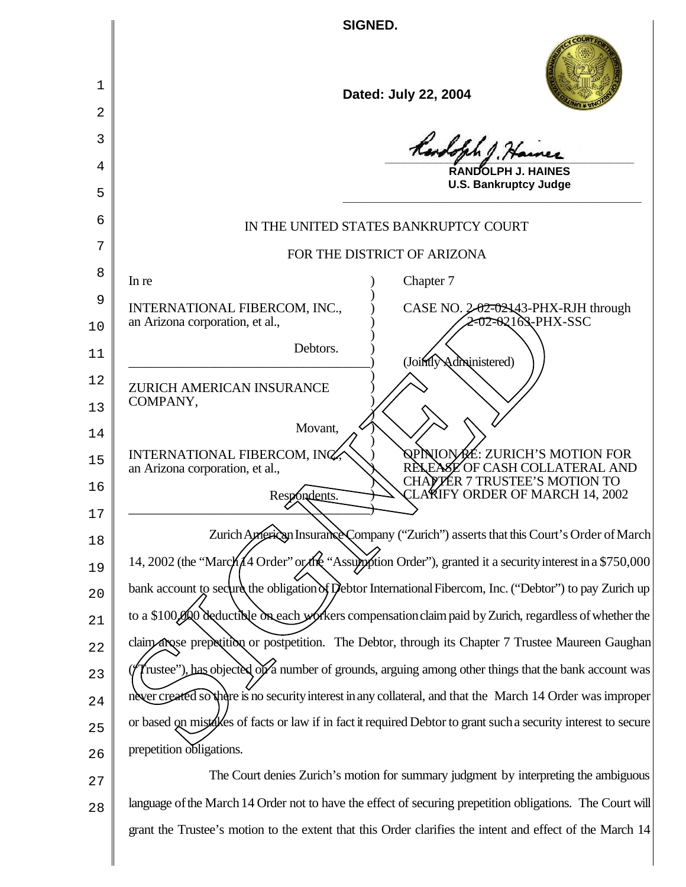**SIGNED.**

**Dated: July 22, 2004**

**RANDOLPH J. HAINES**
**U.S. Bankruptcy Judge**

IN THE UNITED STATES BANKRUPTCY COURT

FOR THE DISTRICT OF ARIZONA

| | |
|---|---|
| In re | Chapter 7 |
| INTERNATIONAL FIBERCOM, INC., an Arizona corporation, et al., | CASE NO. 2-02-02143-PHX-RJH through 2-02-02163-PHX-SSC |
| Debtors. | (Jointly Administered) |
| ZURICH AMERICAN INSURANCE COMPANY, | |
| Movant, | |
| INTERNATIONAL FIBERCOM, INC., an Arizona corporation, et al., | OPINION RE: ZURICH'S MOTION FOR RELEASE OF CASH COLLATERAL AND CHAPTER 7 TRUSTEE'S MOTION TO CLARIFY ORDER OF MARCH 14, 2002 |
| Respondents. | |

Zurich American Insurance Company ("Zurich") asserts that this Court's Order of March 14, 2002 (the "March 14 Order" or the "Assumption Order"), granted it a security interest in a $750,000 bank account to secure the obligation of Debtor International Fibercom, Inc. ("Debtor") to pay Zurich up to a $100,000 deductible on each workers compensation claim paid by Zurich, regardless of whether the claim arose prepetition or postpetition. The Debtor, through its Chapter 7 Trustee Maureen Gaughan ("Trustee"), has objected on a number of grounds, arguing among other things that the bank account was never created so there is no security interest in any collateral, and that the March 14 Order was improper or based on mistakes of facts or law if in fact it required Debtor to grant such a security interest to secure prepetition obligations.

The Court denies Zurich's motion for summary judgment by interpreting the ambiguous language of the March 14 Order not to have the effect of securing prepetition obligations. The Court will grant the Trustee's motion to the extent that this Order clarifies the intent and effect of the March 14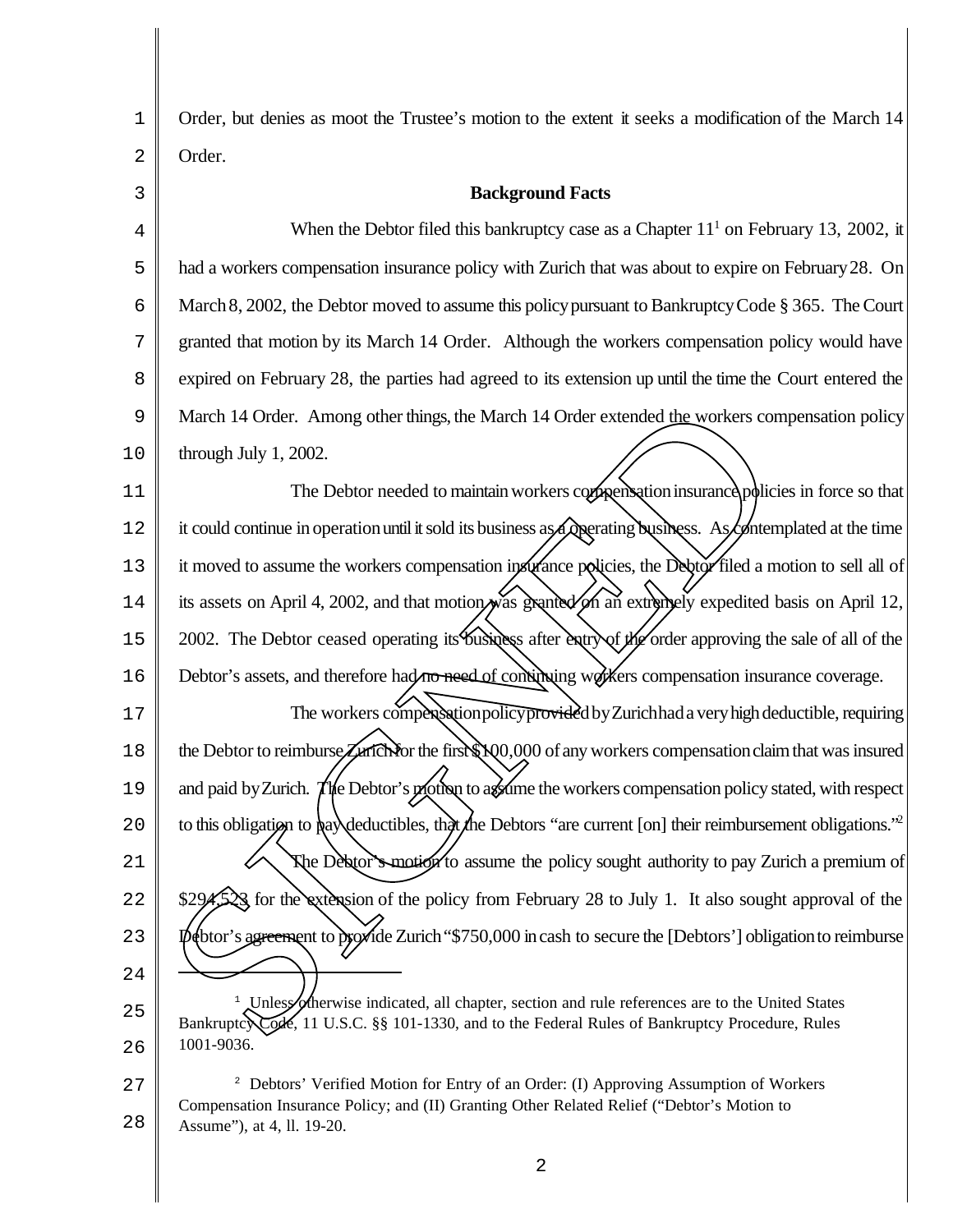Order, but denies as moot the Trustee's motion to the extent it seeks a modification of the March 14 Order.

## Background Facts

When the Debtor filed this bankruptcy case as a Chapter 11[1] on February 13, 2002, it had a workers compensation insurance policy with Zurich that was about to expire on February 28. On March 8, 2002, the Debtor moved to assume this policy pursuant to Bankruptcy Code § 365. The Court granted that motion by its March 14 Order. Although the workers compensation policy would have expired on February 28, the parties had agreed to its extension up until the time the Court entered the March 14 Order. Among other things, the March 14 Order extended the workers compensation policy through July 1, 2002.

The Debtor needed to maintain workers compensation insurance policies in force so that it could continue in operation until it sold its business as a operating business. As contemplated at the time it moved to assume the workers compensation insurance policies, the Debtor filed a motion to sell all of its assets on April 4, 2002, and that motion was granted on an extremely expedited basis on April 12, 2002. The Debtor ceased operating its business after entry of the order approving the sale of all of the Debtor's assets, and therefore had no need of continuing workers compensation insurance coverage.

The workers compensation policy provided by Zurich had a very high deductible, requiring the Debtor to reimburse Zurich for the first $100,000 of any workers compensation claim that was insured and paid by Zurich. The Debtor's motion to assume the workers compensation policy stated, with respect to this obligation to pay deductibles, that the Debtors "are current [on] their reimbursement obligations."[2]

The Debtor's motion to assume the policy sought authority to pay Zurich a premium of $294,523 for the extension of the policy from February 28 to July 1. It also sought approval of the Debtor's agreement to provide Zurich "$750,000 in cash to secure the [Debtors'] obligation to reimburse

---

[1] Unless otherwise indicated, all chapter, section and rule references are to the United States Bankruptcy Code, 11 U.S.C. §§ 101-1330, and to the Federal Rules of Bankruptcy Procedure, Rules 1001-9036.

[2] Debtors' Verified Motion for Entry of an Order: (I) Approving Assumption of Workers Compensation Insurance Policy; and (II) Granting Other Related Relief ("Debtor's Motion to Assume"), at 4, ll. 19-20.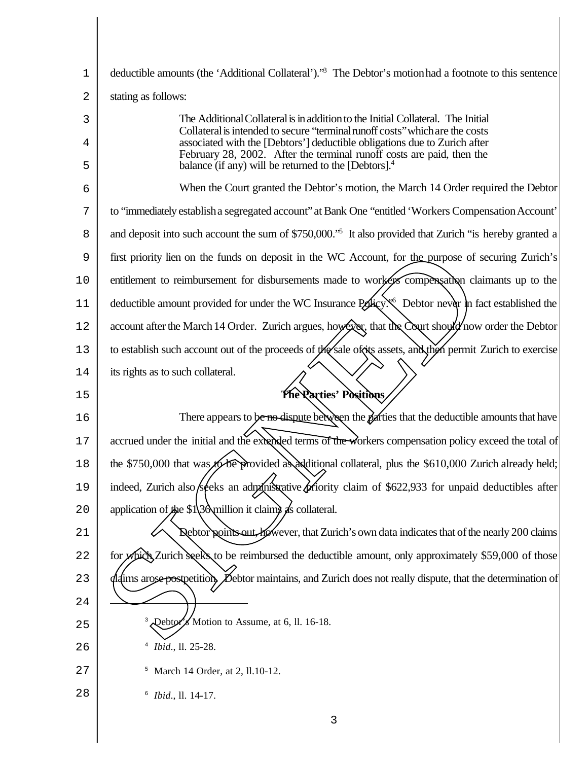deductible amounts (the 'Additional Collateral')."[3] The Debtor's motion had a footnote to this sentence stating as follows:

> The Additional Collateral is in addition to the Initial Collateral. The Initial Collateral is intended to secure "terminal runoff costs" which are the costs associated with the [Debtors'] deductible obligations due to Zurich after February 28, 2002. After the terminal runoff costs are paid, then the balance (if any) will be returned to the [Debtors].[4]

When the Court granted the Debtor's motion, the March 14 Order required the Debtor to "immediately establish a segregated account" at Bank One "entitled 'Workers Compensation Account' and deposit into such account the sum of $750,000."[5] It also provided that Zurich "is hereby granted a first priority lien on the funds on deposit in the WC Account, for the purpose of securing Zurich's entitlement to reimbursement for disbursements made to workers compensation claimants up to the deductible amount provided for under the WC Insurance Policy."[6] Debtor never in fact established the account after the March 14 Order. Zurich argues, however, that the Court should now order the Debtor to establish such account out of the proceeds of the sale of its assets, and then permit Zurich to exercise its rights as to such collateral.

## The Parties' Positions

There appears to be no dispute between the parties that the deductible amounts that have accrued under the initial and the extended terms of the workers compensation policy exceed the total of the $750,000 that was to be provided as additional collateral, plus the $610,000 Zurich already held; indeed, Zurich also seeks an administrative priority claim of $622,933 for unpaid deductibles after application of the $1.36 million it claims as collateral.

Debtor points out, however, that Zurich's own data indicates that of the nearly 200 claims for which Zurich seeks to be reimbursed the deductible amount, only approximately $59,000 of those claims arose postpetition. Debtor maintains, and Zurich does not really dispute, that the determination of

---

[3] Debtor's Motion to Assume, at 6, ll. 16-18.

[4] *Ibid.*, ll. 25-28.

[5] March 14 Order, at 2, ll.10-12.

[6] *Ibid.*, ll. 14-17.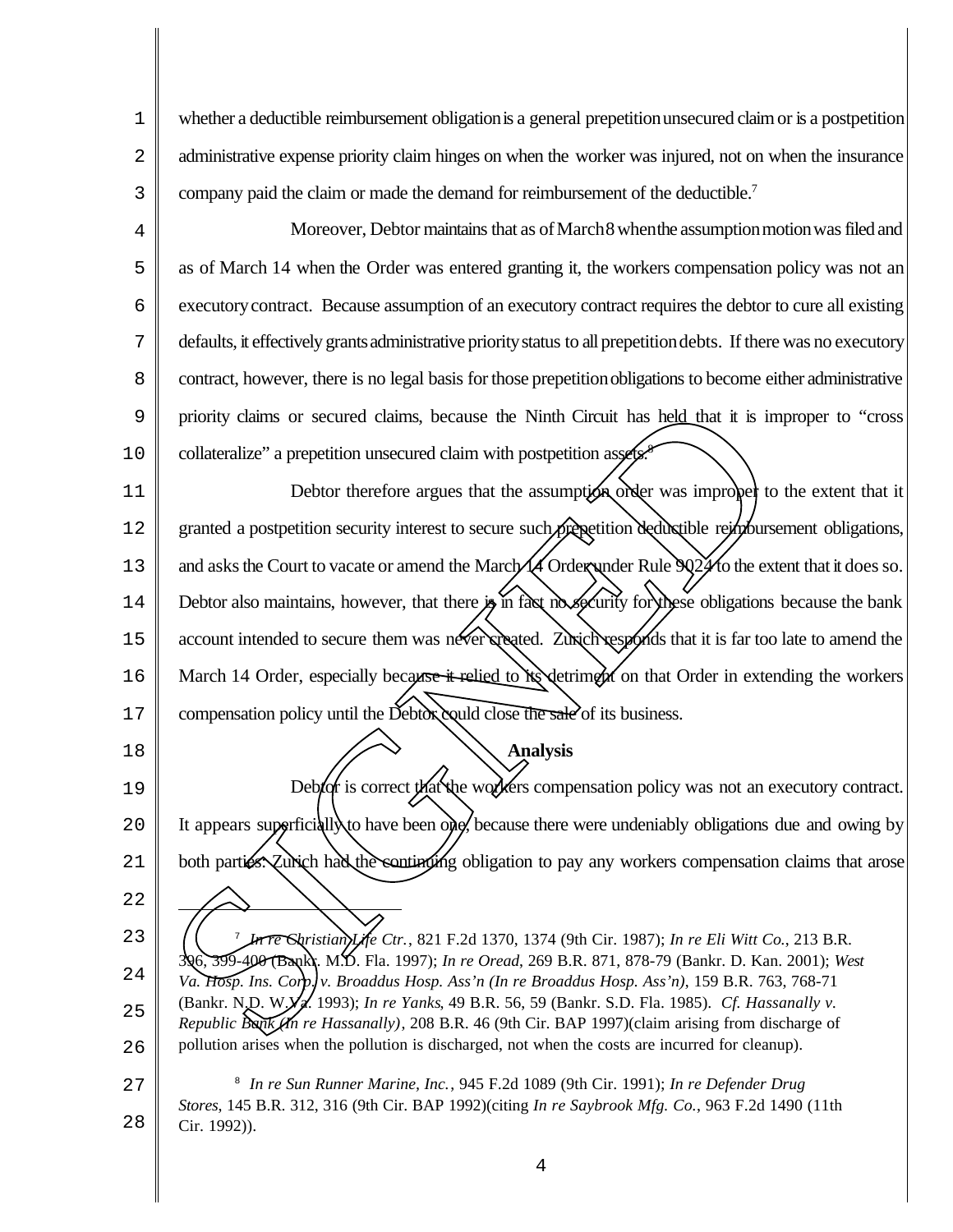whether a deductible reimbursement obligation is a general prepetition unsecured claim or is a postpetition administrative expense priority claim hinges on when the worker was injured, not on when the insurance company paid the claim or made the demand for reimbursement of the deductible.[7]

Moreover, Debtor maintains that as of March 8 when the assumption motion was filed and as of March 14 when the Order was entered granting it, the workers compensation policy was not an executory contract. Because assumption of an executory contract requires the debtor to cure all existing defaults, it effectively grants administrative priority status to all prepetition debts. If there was no executory contract, however, there is no legal basis for those prepetition obligations to become either administrative priority claims or secured claims, because the Ninth Circuit has held that it is improper to "cross collateralize" a prepetition unsecured claim with postpetition assets.[8]

Debtor therefore argues that the assumption order was improper to the extent that it granted a postpetition security interest to secure such prepetition deductible reimbursement obligations, and asks the Court to vacate or amend the March 14 Order under Rule 9024 to the extent that it does so. Debtor also maintains, however, that there is in fact no security for these obligations because the bank account intended to secure them was never created. Zurich responds that it is far too late to amend the March 14 Order, especially because it relied to its detriment on that Order in extending the workers compensation policy until the Debtor could close the sale of its business.

**Analysis**

Debtor is correct that the workers compensation policy was not an executory contract. It appears superficially to have been one, because there were undeniably obligations due and owing by both parties: Zurich had the continuing obligation to pay any workers compensation claims that arose

---

[7] *In re Christian Life Ctr.*, 821 F.2d 1370, 1374 (9th Cir. 1987); *In re Eli Witt Co.*, 213 B.R. 396, 399-400 (Bankr. M.D. Fla. 1997); *In re Oread*, 269 B.R. 871, 878-79 (Bankr. D. Kan. 2001); *West Va. Hosp. Ins. Corp. v. Broaddus Hosp. Ass'n (In re Broaddus Hosp. Ass'n)*, 159 B.R. 763, 768-71 (Bankr. N.D. W.Va. 1993); *In re Yanks*, 49 B.R. 56, 59 (Bankr. S.D. Fla. 1985). *Cf. Hassanally v. Republic Bank (In re Hassanally)*, 208 B.R. 46 (9th Cir. BAP 1997)(claim arising from discharge of pollution arises when the pollution is discharged, not when the costs are incurred for cleanup).

[8] *In re Sun Runner Marine, Inc.*, 945 F.2d 1089 (9th Cir. 1991); *In re Defender Drug Stores*, 145 B.R. 312, 316 (9th Cir. BAP 1992)(citing *In re Saybrook Mfg. Co.*, 963 F.2d 1490 (11th Cir. 1992)).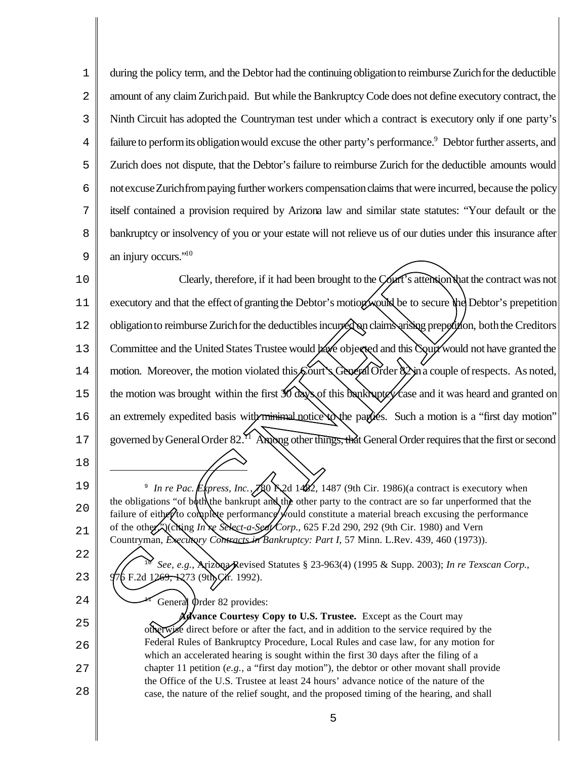during the policy term, and the Debtor had the continuing obligation to reimburse Zurich for the deductible amount of any claim Zurich paid. But while the Bankruptcy Code does not define executory contract, the Ninth Circuit has adopted the Countryman test under which a contract is executory only if one party's failure to perform its obligation would excuse the other party's performance.[9] Debtor further asserts, and Zurich does not dispute, that the Debtor's failure to reimburse Zurich for the deductible amounts would not excuse Zurich from paying further workers compensation claims that were incurred, because the policy itself contained a provision required by Arizona law and similar state statutes: "Your default or the bankruptcy or insolvency of you or your estate will not relieve us of our duties under this insurance after an injury occurs."[10]

Clearly, therefore, if it had been brought to the Court's attention that the contract was not executory and that the effect of granting the Debtor's motion would be to secure the Debtor's prepetition obligation to reimburse Zurich for the deductibles incurred on claims arising prepetition, both the Creditors Committee and the United States Trustee would have objected and this Court would not have granted the motion. Moreover, the motion violated this Court's General Order 82 in a couple of respects. As noted, the motion was brought within the first 30 days of this bankruptcy case and it was heard and granted on an extremely expedited basis with minimal notice to the parties. Such a motion is a "first day motion" governed by General Order 82.[11] Among other things, that General Order requires that the first or second

---

[9] *In re Pac. Express, Inc.*, 780 F.2d 1482, 1487 (9th Cir. 1986)(a contract is executory when the obligations "of both the bankrupt and the other party to the contract are so far unperformed that the failure of either to complete performance would constitute a material breach excusing the performance of the other.")(citing *In re Select-a-Seat Corp.*, 625 F.2d 290, 292 (9th Cir. 1980) and Vern Countryman, *Executory Contracts in Bankruptcy: Part I*, 57 Minn. L.Rev. 439, 460 (1973)).

[10] *See, e.g.*, Arizona Revised Statutes § 23-963(4) (1995 & Supp. 2003); *In re Texscan Corp.*, 976 F.2d 1269, 1273 (9th Cir. 1992).

[11] General Order 82 provides:

> **Advance Courtesy Copy to U.S. Trustee.** Except as the Court may otherwise direct before or after the fact, and in addition to the service required by the Federal Rules of Bankruptcy Procedure, Local Rules and case law, for any motion for which an accelerated hearing is sought within the first 30 days after the filing of a chapter 11 petition (*e.g.*, a "first day motion"), the debtor or other movant shall provide the Office of the U.S. Trustee at least 24 hours' advance notice of the nature of the case, the nature of the relief sought, and the proposed timing of the hearing, and shall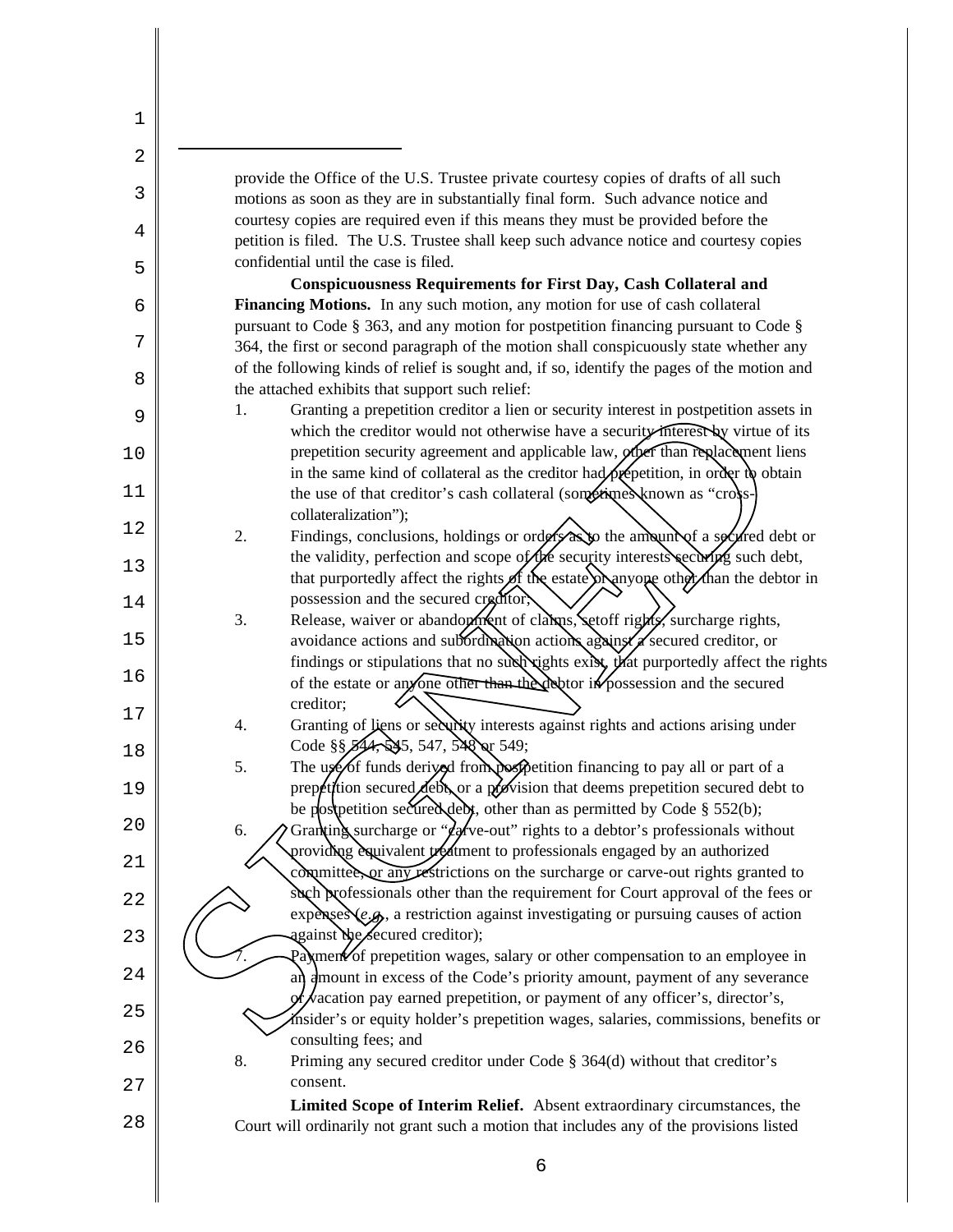provide the Office of the U.S. Trustee private courtesy copies of drafts of all such motions as soon as they are in substantially final form. Such advance notice and courtesy copies are required even if this means they must be provided before the petition is filed. The U.S. Trustee shall keep such advance notice and courtesy copies confidential until the case is filed.

**Conspicuousness Requirements for First Day, Cash Collateral and Financing Motions.** In any such motion, any motion for use of cash collateral pursuant to Code § 363, and any motion for postpetition financing pursuant to Code § 364, the first or second paragraph of the motion shall conspicuously state whether any of the following kinds of relief is sought and, if so, identify the pages of the motion and the attached exhibits that support such relief:

1. Granting a prepetition creditor a lien or security interest in postpetition assets in which the creditor would not otherwise have a security interest by virtue of its prepetition security agreement and applicable law, other than replacement liens in the same kind of collateral as the creditor had prepetition, in order to obtain the use of that creditor's cash collateral (sometimes known as "cross-collateralization");
2. Findings, conclusions, holdings or orders as to the amount of a secured debt or the validity, perfection and scope of the security interests securing such debt, that purportedly affect the rights of the estate or anyone other than the debtor in possession and the secured creditor;
3. Release, waiver or abandonment of claims, setoff rights, surcharge rights, avoidance actions and subordination actions against a secured creditor, or findings or stipulations that no such rights exist, that purportedly affect the rights of the estate or anyone other than the debtor in possession and the secured creditor;
4. Granting of liens or security interests against rights and actions arising under Code §§ 544, 545, 547, 548 or 549;
5. The use of funds derived from postpetition financing to pay all or part of a prepetition secured debt, or a provision that deems prepetition secured debt to be postpetition secured debt, other than as permitted by Code § 552(b);
6. Granting surcharge or "carve-out" rights to a debtor's professionals without providing equivalent treatment to professionals engaged by an authorized committee, or any restrictions on the surcharge or carve-out rights granted to such professionals other than the requirement for Court approval of the fees or expenses (*e.g.*, a restriction against investigating or pursuing causes of action against the secured creditor);
7. Payment of prepetition wages, salary or other compensation to an employee in an amount in excess of the Code's priority amount, payment of any severance or vacation pay earned prepetition, or payment of any officer's, director's, insider's or equity holder's prepetition wages, salaries, commissions, benefits or consulting fees; and
8. Priming any secured creditor under Code § 364(d) without that creditor's consent.

**Limited Scope of Interim Relief.** Absent extraordinary circumstances, the Court will ordinarily not grant such a motion that includes any of the provisions listed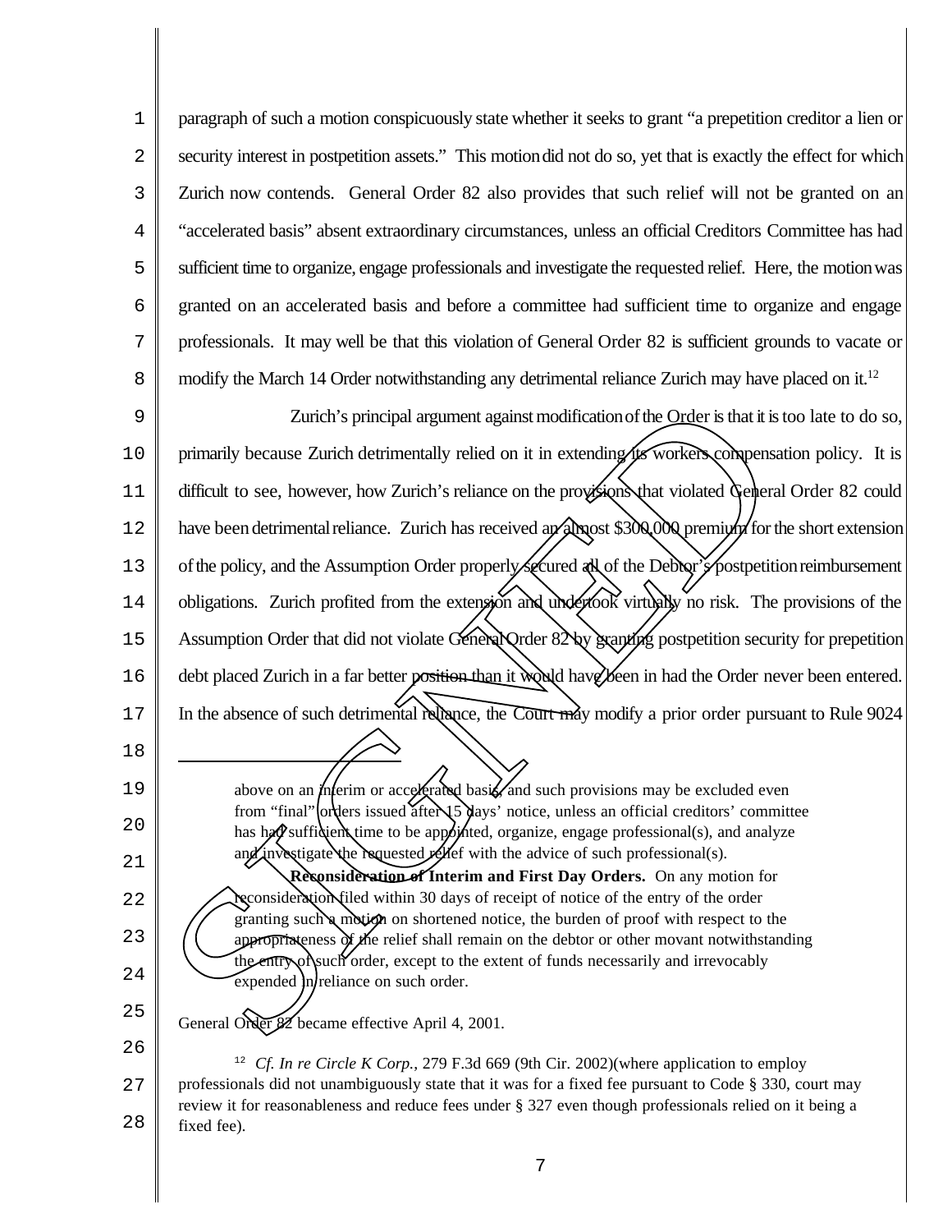paragraph of such a motion conspicuously state whether it seeks to grant "a prepetition creditor a lien or security interest in postpetition assets." This motion did not do so, yet that is exactly the effect for which Zurich now contends. General Order 82 also provides that such relief will not be granted on an "accelerated basis" absent extraordinary circumstances, unless an official Creditors Committee has had sufficient time to organize, engage professionals and investigate the requested relief. Here, the motion was granted on an accelerated basis and before a committee had sufficient time to organize and engage professionals. It may well be that this violation of General Order 82 is sufficient grounds to vacate or modify the March 14 Order notwithstanding any detrimental reliance Zurich may have placed on it.[12]

Zurich's principal argument against modification of the Order is that it is too late to do so, primarily because Zurich detrimentally relied on it in extending its workers compensation policy. It is difficult to see, however, how Zurich's reliance on the provisions that violated General Order 82 could have been detrimental reliance. Zurich has received an almost $300,000 premium for the short extension of the policy, and the Assumption Order properly secured all of the Debtor's postpetition reimbursement obligations. Zurich profited from the extension and undertook virtually no risk. The provisions of the Assumption Order that did not violate General Order 82 by granting postpetition security for prepetition debt placed Zurich in a far better position than it would have been in had the Order never been entered. In the absence of such detrimental reliance, the Court may modify a prior order pursuant to Rule 9024

---

above on an interim or accelerated basis, and such provisions may be excluded even from "final" orders issued after 15 days' notice, unless an official creditors' committee has had sufficient time to be appointed, organize, engage professional(s), and analyze and investigate the requested relief with the advice of such professional(s).

**Reconsideration of Interim and First Day Orders.** On any motion for reconsideration filed within 30 days of receipt of notice of the entry of the order granting such a motion on shortened notice, the burden of proof with respect to the appropriateness of the relief shall remain on the debtor or other movant notwithstanding the entry of such order, except to the extent of funds necessarily and irrevocably expended in reliance on such order.

General Order 82 became effective April 4, 2001.

[12] *Cf. In re Circle K Corp.*, 279 F.3d 669 (9th Cir. 2002)(where application to employ professionals did not unambiguously state that it was for a fixed fee pursuant to Code § 330, court may review it for reasonableness and reduce fees under § 327 even though professionals relied on it being a fixed fee).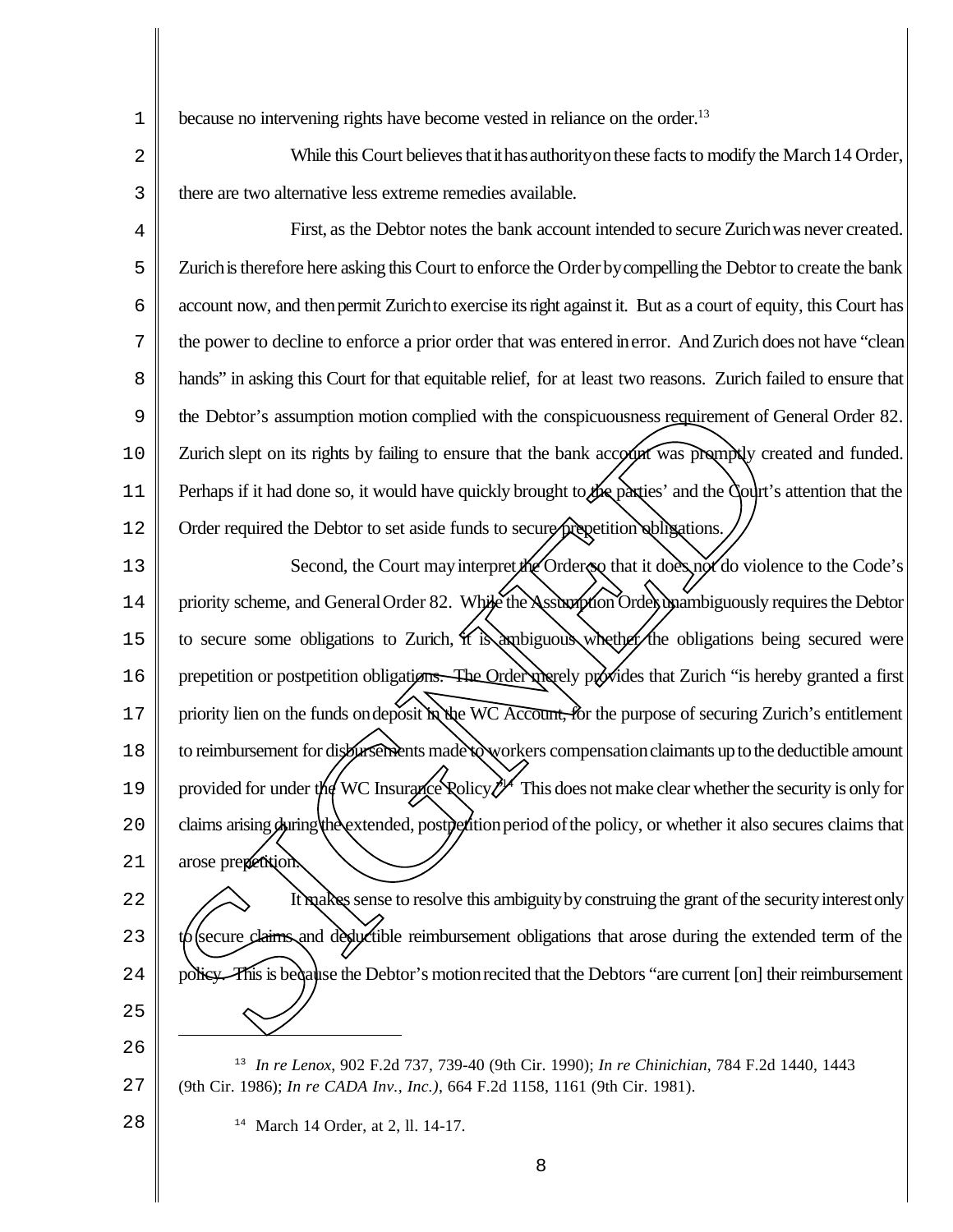because no intervening rights have become vested in reliance on the order.[13]

While this Court believes that it has authority on these facts to modify the March 14 Order, there are two alternative less extreme remedies available.

First, as the Debtor notes the bank account intended to secure Zurich was never created. Zurich is therefore here asking this Court to enforce the Order by compelling the Debtor to create the bank account now, and then permit Zurich to exercise its right against it. But as a court of equity, this Court has the power to decline to enforce a prior order that was entered in error. And Zurich does not have "clean hands" in asking this Court for that equitable relief, for at least two reasons. Zurich failed to ensure that the Debtor's assumption motion complied with the conspicuousness requirement of General Order 82. Zurich slept on its rights by failing to ensure that the bank account was promptly created and funded. Perhaps if it had done so, it would have quickly brought to the parties' and the Court's attention that the Order required the Debtor to set aside funds to secure prepetition obligations.

Second, the Court may interpret the Order so that it does not do violence to the Code's priority scheme, and General Order 82. While the Assumption Order unambiguously requires the Debtor to secure some obligations to Zurich, it is ambiguous whether the obligations being secured were prepetition or postpetition obligations. The Order merely provides that Zurich "is hereby granted a first priority lien on the funds on deposit in the WC Account, for the purpose of securing Zurich's entitlement to reimbursement for disbursements made to workers compensation claimants up to the deductible amount provided for under the WC Insurance Policy."[14] This does not make clear whether the security is only for claims arising during the extended, postpetition period of the policy, or whether it also secures claims that arose prepetition.

It makes sense to resolve this ambiguity by construing the grant of the security interest only to secure claims and deductible reimbursement obligations that arose during the extended term of the policy. This is because the Debtor's motion recited that the Debtors "are current [on] their reimbursement

---

[13] *In re Lenox*, 902 F.2d 737, 739-40 (9th Cir. 1990); *In re Chinichian*, 784 F.2d 1440, 1443 (9th Cir. 1986); *In re CADA Inv., Inc.)*, 664 F.2d 1158, 1161 (9th Cir. 1981).

[14] March 14 Order, at 2, ll. 14-17.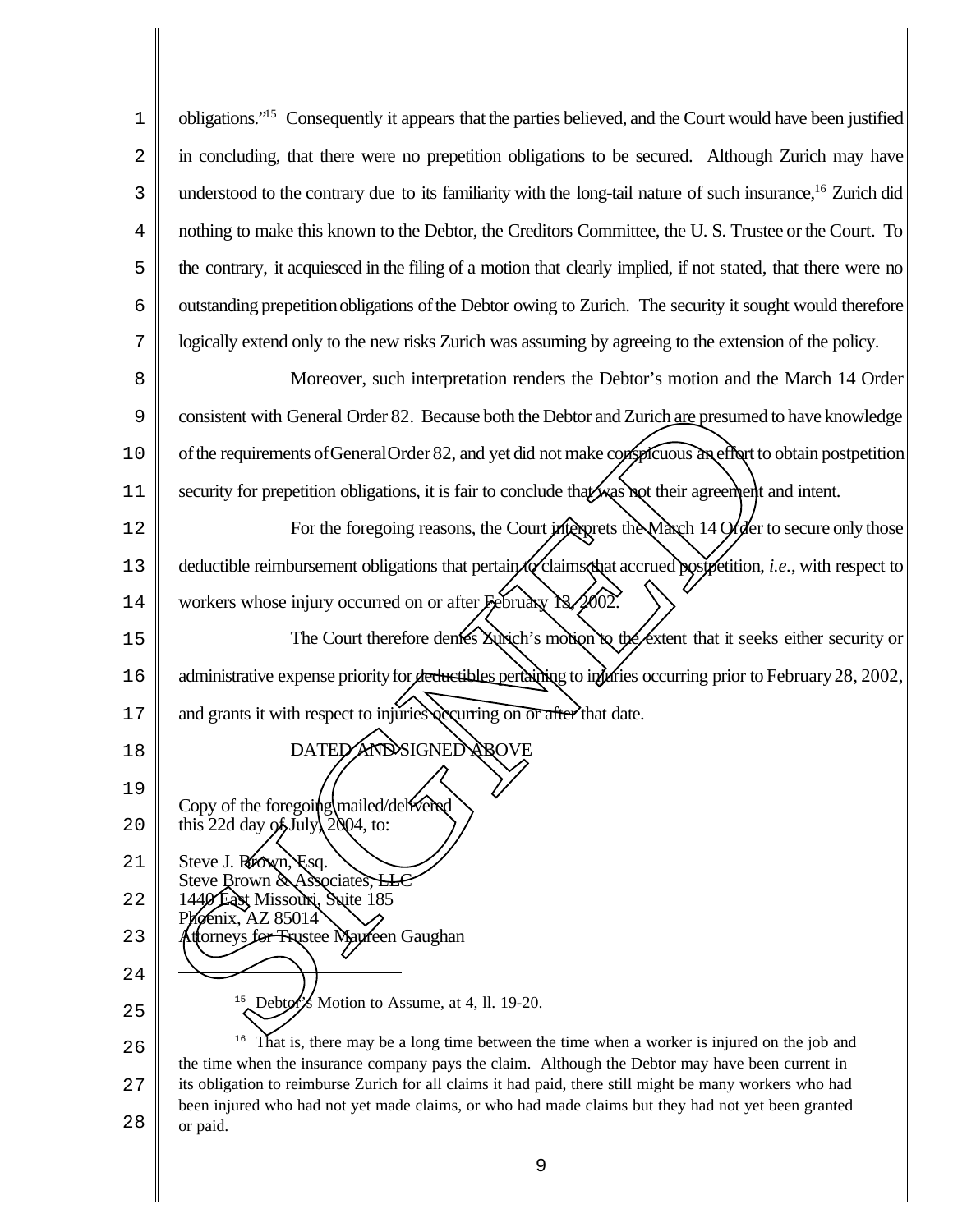obligations."[15] Consequently it appears that the parties believed, and the Court would have been justified in concluding, that there were no prepetition obligations to be secured. Although Zurich may have understood to the contrary due to its familiarity with the long-tail nature of such insurance,[16] Zurich did nothing to make this known to the Debtor, the Creditors Committee, the U. S. Trustee or the Court. To the contrary, it acquiesced in the filing of a motion that clearly implied, if not stated, that there were no outstanding prepetition obligations of the Debtor owing to Zurich. The security it sought would therefore logically extend only to the new risks Zurich was assuming by agreeing to the extension of the policy.

Moreover, such interpretation renders the Debtor's motion and the March 14 Order consistent with General Order 82. Because both the Debtor and Zurich are presumed to have knowledge of the requirements of General Order 82, and yet did not make conspicuous an effort to obtain postpetition security for prepetition obligations, it is fair to conclude that was not their agreement and intent.

For the foregoing reasons, the Court interprets the March 14 Order to secure only those deductible reimbursement obligations that pertain to claims that accrued postpetition, *i.e.*, with respect to workers whose injury occurred on or after February 13, 2002.

The Court therefore denies Zurich's motion to the extent that it seeks either security or administrative expense priority for deductibles pertaining to injuries occurring prior to February 28, 2002, and grants it with respect to injuries occurring on or after that date.

DATED AND SIGNED ABOVE

Copy of the foregoing mailed/delivered
this 22d day of July, 2004, to:

Steve J. Brown, Esq.
Steve Brown & Associates, LLC
1440 East Missouri, Suite 185
Phoenix, AZ 85014
Attorneys for Trustee Maureen Gaughan

---

[15] Debtor's Motion to Assume, at 4, ll. 19-20.

[16] That is, there may be a long time between the time when a worker is injured on the job and the time when the insurance company pays the claim. Although the Debtor may have been current in its obligation to reimburse Zurich for all claims it had paid, there still might be many workers who had been injured who had not yet made claims, or who had made claims but they had not yet been granted or paid.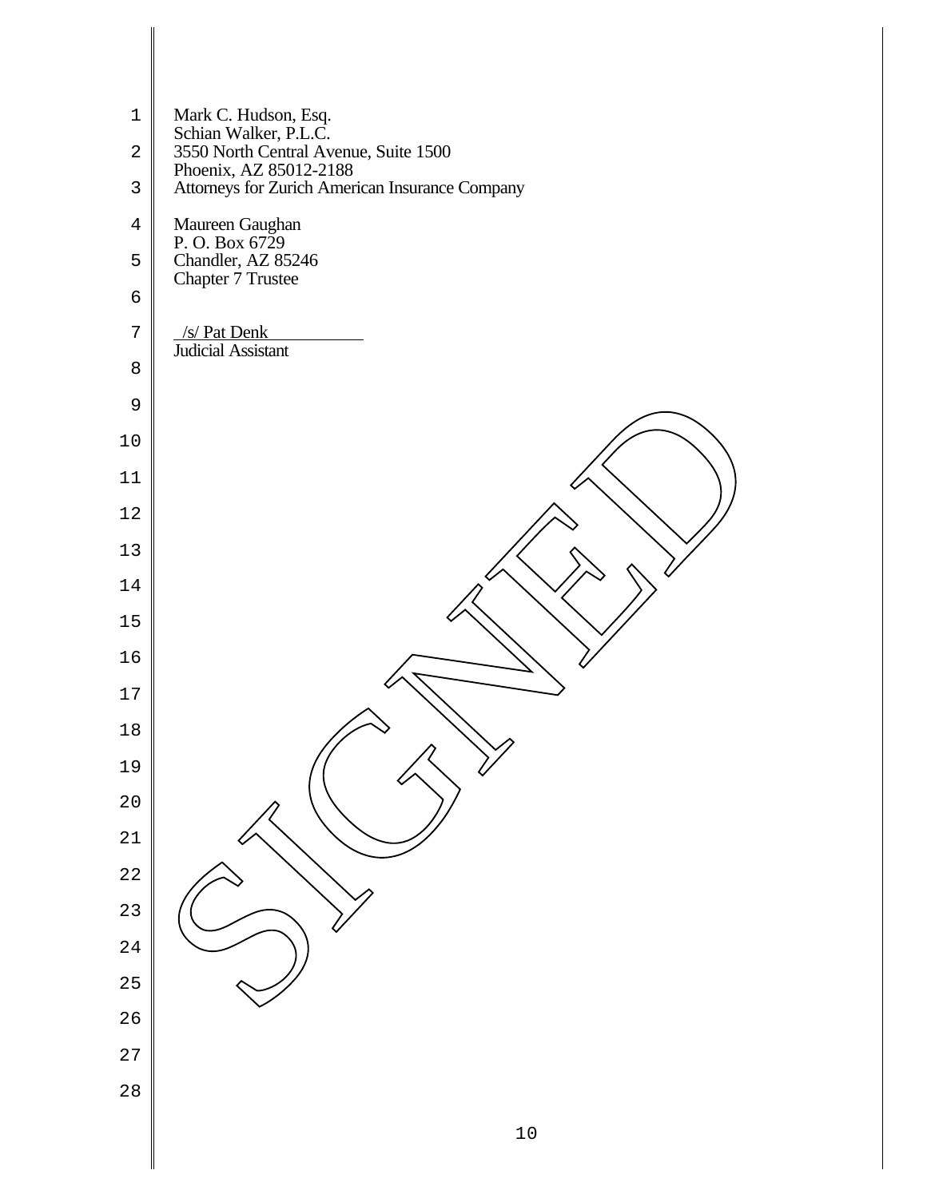Mark C. Hudson, Esq.
Schian Walker, P.L.C.
3550 North Central Avenue, Suite 1500
Phoenix, AZ 85012-2188
Attorneys for Zurich American Insurance Company

Maureen Gaughan
P. O. Box 6729
Chandler, AZ 85246
Chapter 7 Trustee

/s/ Pat Denk
Judicial Assistant

SIGNED